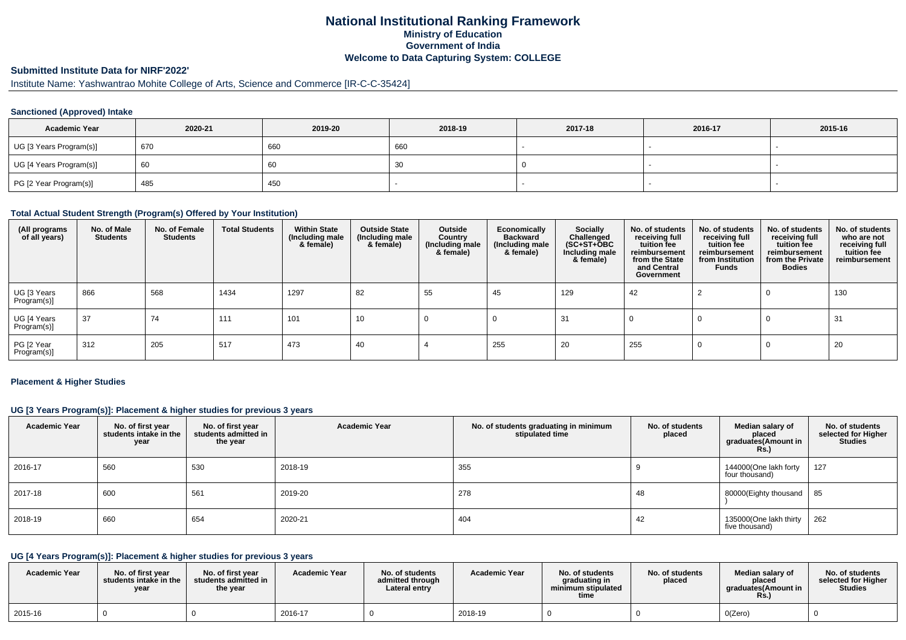# National Institutional Ranking Framework
## Ministry of Education
## Government of India
## Welcome to Data Capturing System: COLLEGE

**Submitted Institute Data for NIRF'2022'**

Institute Name: Yashwantrao Mohite College of Arts, Science and Commerce [IR-C-C-35424]

### Sanctioned (Approved) Intake

| Academic Year | 2020-21 | 2019-20 | 2018-19 | 2017-18 | 2016-17 | 2015-16 |
|---|---|---|---|---|---|---|
| UG [3 Years Program(s)] | 670 | 660 | 660 | - | - | - |
| UG [4 Years Program(s)] | 60 | 60 | 30 | 0 | - | - |
| PG [2 Year Program(s)] | 485 | 450 | - | - | - | - |

### Total Actual Student Strength (Program(s) Offered by Your Institution)

| (All programs of all years) | No. of Male Students | No. of Female Students | Total Students | Within State (Including male & female) | Outside State (Including male & female) | Outside Country (Including male & female) | Economically Backward (Including male & female) | Socially Challenged (SC+ST+OBC Including male & female) | No. of students receiving full tuition fee reimbursement from the State and Central Government | No. of students receiving full tuition fee reimbursement from Institution Funds | No. of students receiving full tuition fee reimbursement from the Private Bodies | No. of students who are not receiving full tuition fee reimbursement |
|---|---|---|---|---|---|---|---|---|---|---|---|---|
| UG [3 Years Program(s)] | 866 | 568 | 1434 | 1297 | 82 | 55 | 45 | 129 | 42 | 2 | 0 | 130 |
| UG [4 Years Program(s)] | 37 | 74 | 111 | 101 | 10 | 0 | 0 | 31 | 0 | 0 | 0 | 31 |
| PG [2 Year Program(s)] | 312 | 205 | 517 | 473 | 40 | 4 | 255 | 20 | 255 | 0 | 0 | 20 |

### Placement & Higher Studies

### UG [3 Years Program(s)]: Placement & higher studies for previous 3 years

| Academic Year | No. of first year students intake in the year | No. of first year students admitted in the year | Academic Year | No. of students graduating in minimum stipulated time | No. of students placed | Median salary of placed graduates(Amount in Rs.) | No. of students selected for Higher Studies |
|---|---|---|---|---|---|---|---|
| 2016-17 | 560 | 530 | 2018-19 | 355 | 9 | 144000(One lakh forty four thousand) | 127 |
| 2017-18 | 600 | 561 | 2019-20 | 278 | 48 | 80000(Eighty thousand ) | 85 |
| 2018-19 | 660 | 654 | 2020-21 | 404 | 42 | 135000(One lakh thirty five thousand) | 262 |

### UG [4 Years Program(s)]: Placement & higher studies for previous 3 years

| Academic Year | No. of first year students intake in the year | No. of first year students admitted in the year | Academic Year | No. of students admitted through Lateral entry | Academic Year | No. of students graduating in minimum stipulated time | No. of students placed | Median salary of placed graduates(Amount in Rs.) | No. of students selected for Higher Studies |
|---|---|---|---|---|---|---|---|---|---|
| 2015-16 | 0 | 0 | 2016-17 | 0 | 2018-19 | 0 | 0 | 0(Zero) | 0 |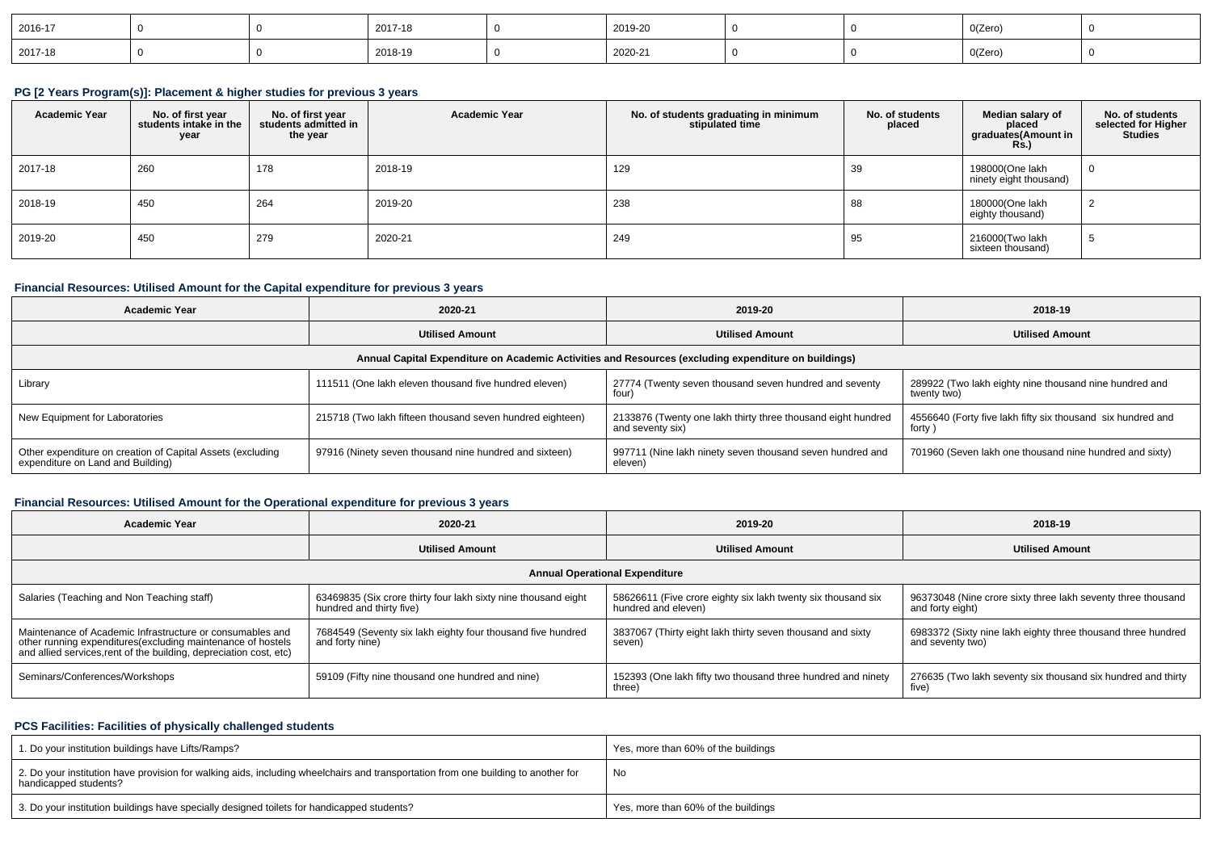| 2016-17 | 0 | 0 | 2017-18 | 0 | 2019-20 | 0 | 0 | 0(Zero) | 0 |
|---|---|---|---|---|---|---|---|---|---|
| 2017-18 | 0 | 0 | 2018-19 | 0 | 2020-21 | 0 | 0 | 0(Zero) | 0 |

### PG [2 Years Program(s)]: Placement & higher studies for previous 3 years

| Academic Year | No. of first year students intake in the year | No. of first year students admitted in the year | Academic Year | No. of students graduating in minimum stipulated time | No. of students placed | Median salary of placed graduates(Amount in Rs.) | No. of students selected for Higher Studies |
|---|---|---|---|---|---|---|---|
| 2017-18 | 260 | 178 | 2018-19 | 129 | 39 | 198000(One lakh ninety eight thousand) | 0 |
| 2018-19 | 450 | 264 | 2019-20 | 238 | 88 | 180000(One lakh eighty thousand) | 2 |
| 2019-20 | 450 | 279 | 2020-21 | 249 | 95 | 216000(Two lakh sixteen thousand) | 5 |

### Financial Resources: Utilised Amount for the Capital expenditure for previous 3 years

| Academic Year | 2020-21 | 2019-20 | 2018-19 |
|---|---|---|---|
| | Utilised Amount | Utilised Amount | Utilised Amount |
| Annual Capital Expenditure on Academic Activities and Resources (excluding expenditure on buildings) | | | |
| Library | 111511 (One lakh eleven thousand five hundred eleven) | 27774 (Twenty seven thousand seven hundred and seventy four) | 289922 (Two lakh eighty nine thousand nine hundred and twenty two) |
| New Equipment for Laboratories | 215718 (Two lakh fifteen thousand seven hundred eighteen) | 2133876 (Twenty one lakh thirty three thousand eight hundred and seventy six) | 4556640 (Forty five lakh fifty six thousand six hundred and forty ) |
| Other expenditure on creation of Capital Assets (excluding expenditure on Land and Building) | 97916 (Ninety seven thousand nine hundred and sixteen) | 997711 (Nine lakh ninety seven thousand seven hundred and eleven) | 701960 (Seven lakh one thousand nine hundred and sixty) |

### Financial Resources: Utilised Amount for the Operational expenditure for previous 3 years

| Academic Year | 2020-21 | 2019-20 | 2018-19 |
|---|---|---|---|
| | Utilised Amount | Utilised Amount | Utilised Amount |
| Annual Operational Expenditure | | | |
| Salaries (Teaching and Non Teaching staff) | 63469835 (Six crore thirty four lakh sixty nine thousand eight hundred and thirty five) | 58626611 (Five crore eighty six lakh twenty six thousand six hundred and eleven) | 96373048 (Nine crore sixty three lakh seventy three thousand and forty eight) |
| Maintenance of Academic Infrastructure or consumables and other running expenditures(excluding maintenance of hostels and allied services,rent of the building, depreciation cost, etc) | 7684549 (Seventy six lakh eighty four thousand five hundred and forty nine) | 3837067 (Thirty eight lakh thirty seven thousand and sixty seven) | 6983372 (Sixty nine lakh eighty three thousand three hundred and seventy two) |
| Seminars/Conferences/Workshops | 59109 (Fifty nine thousand one hundred and nine) | 152393 (One lakh fifty two thousand three hundred and ninety three) | 276635 (Two lakh seventy six thousand six hundred and thirty five) |

### PCS Facilities: Facilities of physically challenged students

| | |
|---|---|
| 1. Do your institution buildings have Lifts/Ramps? | Yes, more than 60% of the buildings |
| 2. Do your institution have provision for walking aids, including wheelchairs and transportation from one building to another for handicapped students? | No |
| 3. Do your institution buildings have specially designed toilets for handicapped students? | Yes, more than 60% of the buildings |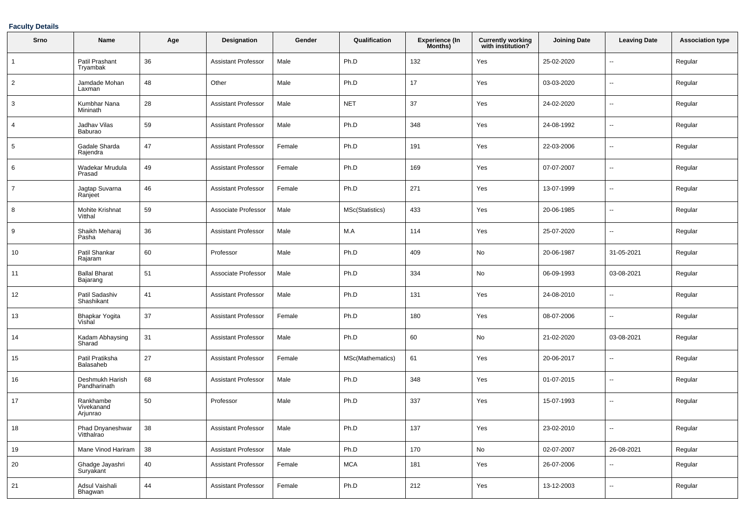**Faculty Details**

| Srno | Name | Age | Designation | Gender | Qualification | Experience (In Months) | Currently working with institution? | Joining Date | Leaving Date | Association type |
|---|---|---|---|---|---|---|---|---|---|---|
| 1 | Patil Prashant Tryambak | 36 | Assistant Professor | Male | Ph.D | 132 | Yes | 25-02-2020 | -- | Regular |
| 2 | Jamdade Mohan Laxman | 48 | Other | Male | Ph.D | 17 | Yes | 03-03-2020 | -- | Regular |
| 3 | Kumbhar Nana Mininath | 28 | Assistant Professor | Male | NET | 37 | Yes | 24-02-2020 | -- | Regular |
| 4 | Jadhav Vilas Baburao | 59 | Assistant Professor | Male | Ph.D | 348 | Yes | 24-08-1992 | -- | Regular |
| 5 | Gadale Sharda Rajendra | 47 | Assistant Professor | Female | Ph.D | 191 | Yes | 22-03-2006 | -- | Regular |
| 6 | Wadekar Mrudula Prasad | 49 | Assistant Professor | Female | Ph.D | 169 | Yes | 07-07-2007 | -- | Regular |
| 7 | Jagtap Suvarna Ranjeet | 46 | Assistant Professor | Female | Ph.D | 271 | Yes | 13-07-1999 | -- | Regular |
| 8 | Mohite Krishnat Vitthal | 59 | Associate Professor | Male | MSc(Statistics) | 433 | Yes | 20-06-1985 | -- | Regular |
| 9 | Shaikh Meharaj Pasha | 36 | Assistant Professor | Male | M.A | 114 | Yes | 25-07-2020 | -- | Regular |
| 10 | Patil Shankar Rajaram | 60 | Professor | Male | Ph.D | 409 | No | 20-06-1987 | 31-05-2021 | Regular |
| 11 | Ballal Bharat Bajarang | 51 | Associate Professor | Male | Ph.D | 334 | No | 06-09-1993 | 03-08-2021 | Regular |
| 12 | Patil Sadashiv Shashikant | 41 | Assistant Professor | Male | Ph.D | 131 | Yes | 24-08-2010 | -- | Regular |
| 13 | Bhapkar Yogita Vishal | 37 | Assistant Professor | Female | Ph.D | 180 | Yes | 08-07-2006 | -- | Regular |
| 14 | Kadam Abhaysing Sharad | 31 | Assistant Professor | Male | Ph.D | 60 | No | 21-02-2020 | 03-08-2021 | Regular |
| 15 | Patil Pratiksha Balasaheb | 27 | Assistant Professor | Female | MSc(Mathematics) | 61 | Yes | 20-06-2017 | -- | Regular |
| 16 | Deshmukh Harish Pandharinath | 68 | Assistant Professor | Male | Ph.D | 348 | Yes | 01-07-2015 | -- | Regular |
| 17 | Rankhambe Vivekanand Arjunrao | 50 | Professor | Male | Ph.D | 337 | Yes | 15-07-1993 | -- | Regular |
| 18 | Phad Dnyaneshwar Vitthalrao | 38 | Assistant Professor | Male | Ph.D | 137 | Yes | 23-02-2010 | -- | Regular |
| 19 | Mane Vinod Hariram | 38 | Assistant Professor | Male | Ph.D | 170 | No | 02-07-2007 | 26-08-2021 | Regular |
| 20 | Ghadge Jayashri Suryakant | 40 | Assistant Professor | Female | MCA | 181 | Yes | 26-07-2006 | -- | Regular |
| 21 | Adsul Vaishali Bhagwan | 44 | Assistant Professor | Female | Ph.D | 212 | Yes | 13-12-2003 | -- | Regular |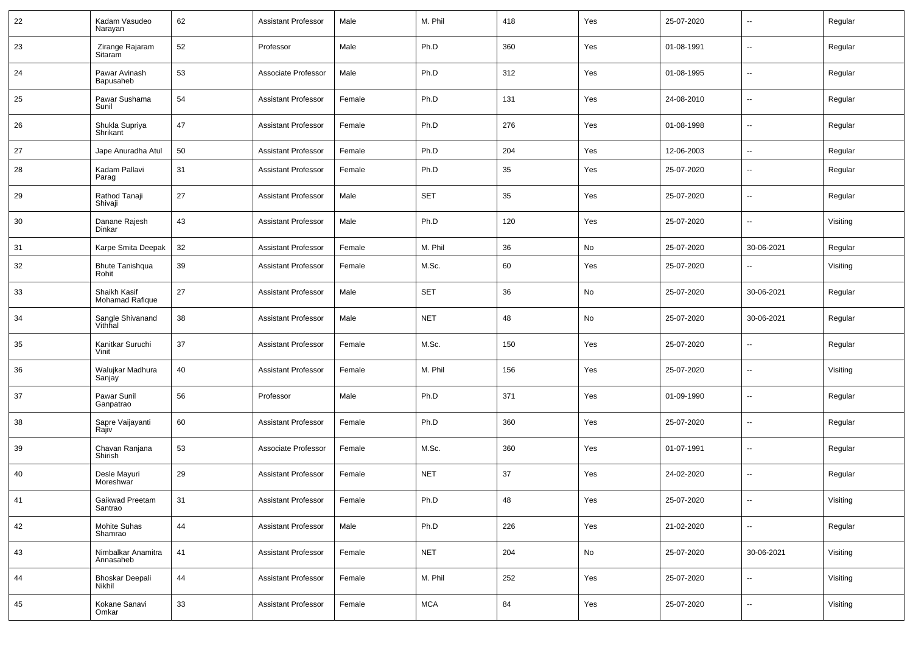| 22 | Kadam Vasudeo Narayan | 62 | Assistant Professor | Male | M. Phil | 418 | Yes | 25-07-2020 | -- | Regular |
|---|---|---|---|---|---|---|---|---|---|---|
| 23 | Zirange Rajaram Sitaram | 52 | Professor | Male | Ph.D | 360 | Yes | 01-08-1991 | -- | Regular |
| 24 | Pawar Avinash Bapusaheb | 53 | Associate Professor | Male | Ph.D | 312 | Yes | 01-08-1995 | -- | Regular |
| 25 | Pawar Sushama Sunil | 54 | Assistant Professor | Female | Ph.D | 131 | Yes | 24-08-2010 | -- | Regular |
| 26 | Shukla Supriya Shrikant | 47 | Assistant Professor | Female | Ph.D | 276 | Yes | 01-08-1998 | -- | Regular |
| 27 | Jape Anuradha Atul | 50 | Assistant Professor | Female | Ph.D | 204 | Yes | 12-06-2003 | -- | Regular |
| 28 | Kadam Pallavi Parag | 31 | Assistant Professor | Female | Ph.D | 35 | Yes | 25-07-2020 | -- | Regular |
| 29 | Rathod Tanaji Shivaji | 27 | Assistant Professor | Male | SET | 35 | Yes | 25-07-2020 | -- | Regular |
| 30 | Danane Rajesh Dinkar | 43 | Assistant Professor | Male | Ph.D | 120 | Yes | 25-07-2020 | -- | Visiting |
| 31 | Karpe Smita Deepak | 32 | Assistant Professor | Female | M. Phil | 36 | No | 25-07-2020 | 30-06-2021 | Regular |
| 32 | Bhute Tanishqua Rohit | 39 | Assistant Professor | Female | M.Sc. | 60 | Yes | 25-07-2020 | -- | Visiting |
| 33 | Shaikh Kasif Mohamad Rafique | 27 | Assistant Professor | Male | SET | 36 | No | 25-07-2020 | 30-06-2021 | Regular |
| 34 | Sangle Shivanand Vithhal | 38 | Assistant Professor | Male | NET | 48 | No | 25-07-2020 | 30-06-2021 | Regular |
| 35 | Kanitkar Suruchi Vinit | 37 | Assistant Professor | Female | M.Sc. | 150 | Yes | 25-07-2020 | -- | Regular |
| 36 | Walujkar Madhura Sanjay | 40 | Assistant Professor | Female | M. Phil | 156 | Yes | 25-07-2020 | -- | Visiting |
| 37 | Pawar Sunil Ganpatrao | 56 | Professor | Male | Ph.D | 371 | Yes | 01-09-1990 | -- | Regular |
| 38 | Sapre Vaijayanti Rajiv | 60 | Assistant Professor | Female | Ph.D | 360 | Yes | 25-07-2020 | -- | Regular |
| 39 | Chavan Ranjana Shirish | 53 | Associate Professor | Female | M.Sc. | 360 | Yes | 01-07-1991 | -- | Regular |
| 40 | Desle Mayuri Moreshwar | 29 | Assistant Professor | Female | NET | 37 | Yes | 24-02-2020 | -- | Regular |
| 41 | Gaikwad Preetam Santrao | 31 | Assistant Professor | Female | Ph.D | 48 | Yes | 25-07-2020 | -- | Visiting |
| 42 | Mohite Suhas Shamrao | 44 | Assistant Professor | Male | Ph.D | 226 | Yes | 21-02-2020 | -- | Regular |
| 43 | Nimbalkar Anamitra Annasaheb | 41 | Assistant Professor | Female | NET | 204 | No | 25-07-2020 | 30-06-2021 | Visiting |
| 44 | Bhoskar Deepali Nikhil | 44 | Assistant Professor | Female | M. Phil | 252 | Yes | 25-07-2020 | -- | Visiting |
| 45 | Kokane Sanavi Omkar | 33 | Assistant Professor | Female | MCA | 84 | Yes | 25-07-2020 | -- | Visiting |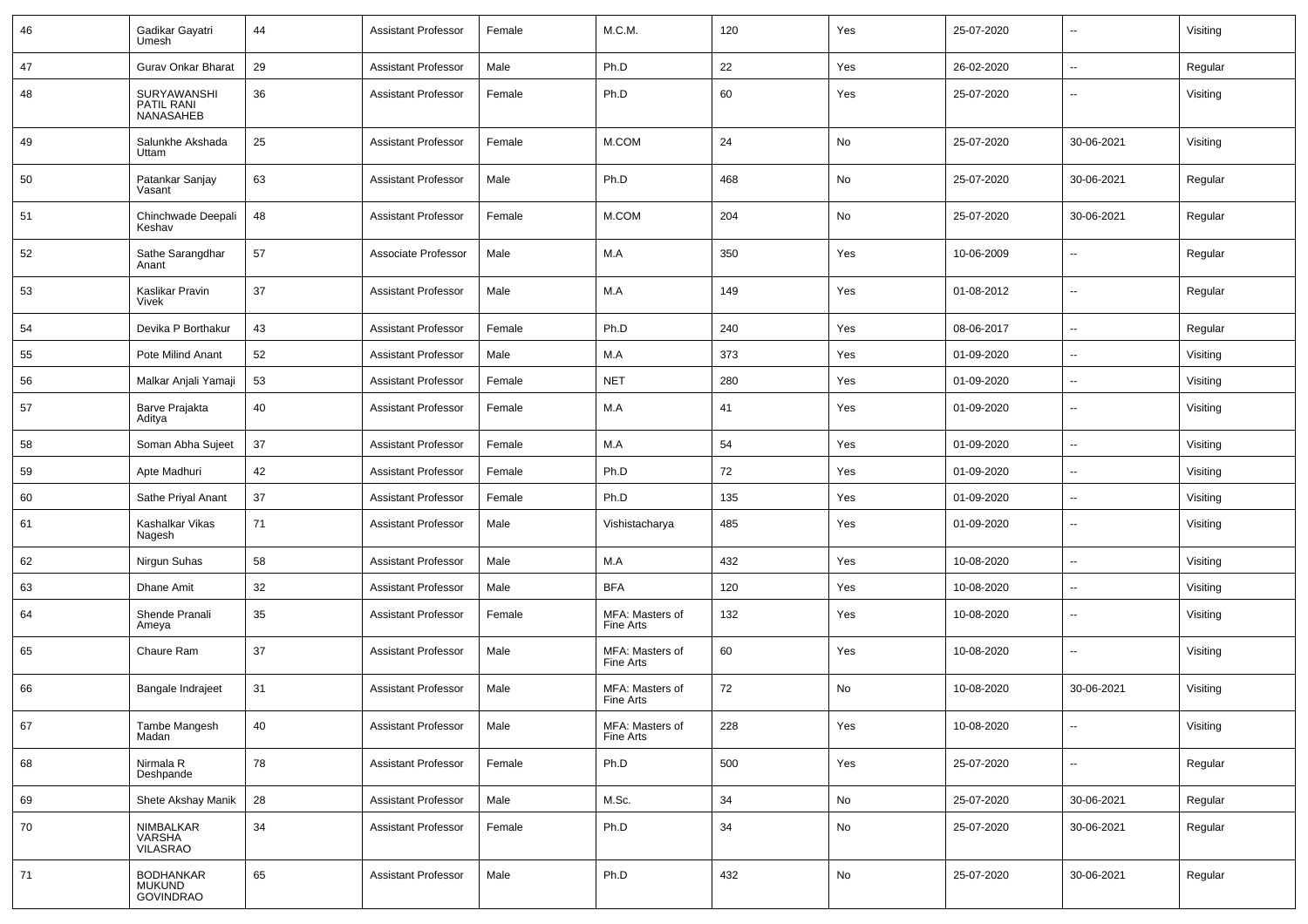| 46 | Gadikar Gayatri Umesh | 44 | Assistant Professor | Female | M.C.M. | 120 | Yes | 25-07-2020 | -- | Visiting |
|---|---|---|---|---|---|---|---|---|---|---|
| 47 | Gurav Onkar Bharat | 29 | Assistant Professor | Male | Ph.D | 22 | Yes | 26-02-2020 | -- | Regular |
| 48 | SURYAWANSHI PATIL RANI NANASAHEB | 36 | Assistant Professor | Female | Ph.D | 60 | Yes | 25-07-2020 | -- | Visiting |
| 49 | Salunkhe Akshada Uttam | 25 | Assistant Professor | Female | M.COM | 24 | No | 25-07-2020 | 30-06-2021 | Visiting |
| 50 | Patankar Sanjay Vasant | 63 | Assistant Professor | Male | Ph.D | 468 | No | 25-07-2020 | 30-06-2021 | Regular |
| 51 | Chinchwade Deepali Keshav | 48 | Assistant Professor | Female | M.COM | 204 | No | 25-07-2020 | 30-06-2021 | Regular |
| 52 | Sathe Sarangdhar Anant | 57 | Associate Professor | Male | M.A | 350 | Yes | 10-06-2009 | -- | Regular |
| 53 | Kaslikar Pravin Vivek | 37 | Assistant Professor | Male | M.A | 149 | Yes | 01-08-2012 | -- | Regular |
| 54 | Devika P Borthakur | 43 | Assistant Professor | Female | Ph.D | 240 | Yes | 08-06-2017 | -- | Regular |
| 55 | Pote Milind Anant | 52 | Assistant Professor | Male | M.A | 373 | Yes | 01-09-2020 | -- | Visiting |
| 56 | Malkar Anjali Yamaji | 53 | Assistant Professor | Female | NET | 280 | Yes | 01-09-2020 | -- | Visiting |
| 57 | Barve Prajakta Aditya | 40 | Assistant Professor | Female | M.A | 41 | Yes | 01-09-2020 | -- | Visiting |
| 58 | Soman Abha Sujeet | 37 | Assistant Professor | Female | M.A | 54 | Yes | 01-09-2020 | -- | Visiting |
| 59 | Apte Madhuri | 42 | Assistant Professor | Female | Ph.D | 72 | Yes | 01-09-2020 | -- | Visiting |
| 60 | Sathe Priyal Anant | 37 | Assistant Professor | Female | Ph.D | 135 | Yes | 01-09-2020 | -- | Visiting |
| 61 | Kashalkar Vikas Nagesh | 71 | Assistant Professor | Male | Vishistacharya | 485 | Yes | 01-09-2020 | -- | Visiting |
| 62 | Nirgun Suhas | 58 | Assistant Professor | Male | M.A | 432 | Yes | 10-08-2020 | -- | Visiting |
| 63 | Dhane Amit | 32 | Assistant Professor | Male | BFA | 120 | Yes | 10-08-2020 | -- | Visiting |
| 64 | Shende Pranali Ameya | 35 | Assistant Professor | Female | MFA: Masters of Fine Arts | 132 | Yes | 10-08-2020 | -- | Visiting |
| 65 | Chaure Ram | 37 | Assistant Professor | Male | MFA: Masters of Fine Arts | 60 | Yes | 10-08-2020 | -- | Visiting |
| 66 | Bangale Indrajeet | 31 | Assistant Professor | Male | MFA: Masters of Fine Arts | 72 | No | 10-08-2020 | 30-06-2021 | Visiting |
| 67 | Tambe Mangesh Madan | 40 | Assistant Professor | Male | MFA: Masters of Fine Arts | 228 | Yes | 10-08-2020 | -- | Visiting |
| 68 | Nirmala R Deshpande | 78 | Assistant Professor | Female | Ph.D | 500 | Yes | 25-07-2020 | -- | Regular |
| 69 | Shete Akshay Manik | 28 | Assistant Professor | Male | M.Sc. | 34 | No | 25-07-2020 | 30-06-2021 | Regular |
| 70 | NIMBALKAR VARSHA VILASRAO | 34 | Assistant Professor | Female | Ph.D | 34 | No | 25-07-2020 | 30-06-2021 | Regular |
| 71 | BODHANKAR MUKUND GOVINDRAO | 65 | Assistant Professor | Male | Ph.D | 432 | No | 25-07-2020 | 30-06-2021 | Regular |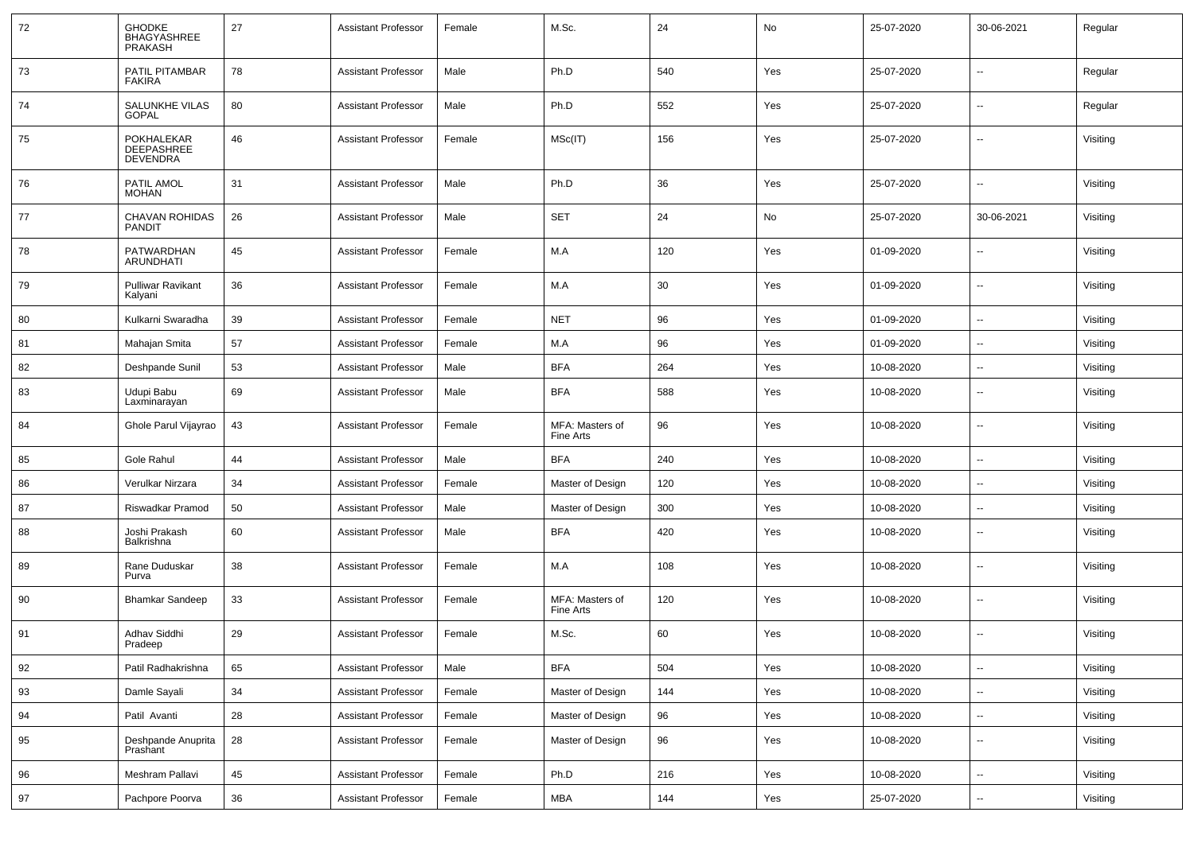| 72 | GHODKE BHAGYASHREE PRAKASH | 27 | Assistant Professor | Female | M.Sc. | 24 | No | 25-07-2020 | 30-06-2021 | Regular |
|---|---|---|---|---|---|---|---|---|---|---|
| 73 | PATIL PITAMBAR FAKIRA | 78 | Assistant Professor | Male | Ph.D | 540 | Yes | 25-07-2020 | -- | Regular |
| 74 | SALUNKHE VILAS GOPAL | 80 | Assistant Professor | Male | Ph.D | 552 | Yes | 25-07-2020 | -- | Regular |
| 75 | POKHALEKAR DEEPASHREE DEVENDRA | 46 | Assistant Professor | Female | MSc(IT) | 156 | Yes | 25-07-2020 | -- | Visiting |
| 76 | PATIL AMOL MOHAN | 31 | Assistant Professor | Male | Ph.D | 36 | Yes | 25-07-2020 | -- | Visiting |
| 77 | CHAVAN ROHIDAS PANDIT | 26 | Assistant Professor | Male | SET | 24 | No | 25-07-2020 | 30-06-2021 | Visiting |
| 78 | PATWARDHAN ARUNDHATI | 45 | Assistant Professor | Female | M.A | 120 | Yes | 01-09-2020 | -- | Visiting |
| 79 | Pulliwar Ravikant Kalyani | 36 | Assistant Professor | Female | M.A | 30 | Yes | 01-09-2020 | -- | Visiting |
| 80 | Kulkarni Swaradha | 39 | Assistant Professor | Female | NET | 96 | Yes | 01-09-2020 | -- | Visiting |
| 81 | Mahajan Smita | 57 | Assistant Professor | Female | M.A | 96 | Yes | 01-09-2020 | -- | Visiting |
| 82 | Deshpande Sunil | 53 | Assistant Professor | Male | BFA | 264 | Yes | 10-08-2020 | -- | Visiting |
| 83 | Udupi Babu Laxminarayan | 69 | Assistant Professor | Male | BFA | 588 | Yes | 10-08-2020 | -- | Visiting |
| 84 | Ghole Parul Vijayrao | 43 | Assistant Professor | Female | MFA: Masters of Fine Arts | 96 | Yes | 10-08-2020 | -- | Visiting |
| 85 | Gole Rahul | 44 | Assistant Professor | Male | BFA | 240 | Yes | 10-08-2020 | -- | Visiting |
| 86 | Verulkar Nirzara | 34 | Assistant Professor | Female | Master of Design | 120 | Yes | 10-08-2020 | -- | Visiting |
| 87 | Riswadkar Pramod | 50 | Assistant Professor | Male | Master of Design | 300 | Yes | 10-08-2020 | -- | Visiting |
| 88 | Joshi Prakash Balkrishna | 60 | Assistant Professor | Male | BFA | 420 | Yes | 10-08-2020 | -- | Visiting |
| 89 | Rane Duduskar Purva | 38 | Assistant Professor | Female | M.A | 108 | Yes | 10-08-2020 | -- | Visiting |
| 90 | Bhamkar Sandeep | 33 | Assistant Professor | Female | MFA: Masters of Fine Arts | 120 | Yes | 10-08-2020 | -- | Visiting |
| 91 | Adhav Siddhi Pradeep | 29 | Assistant Professor | Female | M.Sc. | 60 | Yes | 10-08-2020 | -- | Visiting |
| 92 | Patil Radhakrishna | 65 | Assistant Professor | Male | BFA | 504 | Yes | 10-08-2020 | -- | Visiting |
| 93 | Damle Sayali | 34 | Assistant Professor | Female | Master of Design | 144 | Yes | 10-08-2020 | -- | Visiting |
| 94 | Patil Avanti | 28 | Assistant Professor | Female | Master of Design | 96 | Yes | 10-08-2020 | -- | Visiting |
| 95 | Deshpande Anuprita Prashant | 28 | Assistant Professor | Female | Master of Design | 96 | Yes | 10-08-2020 | -- | Visiting |
| 96 | Meshram Pallavi | 45 | Assistant Professor | Female | Ph.D | 216 | Yes | 10-08-2020 | -- | Visiting |
| 97 | Pachpore Poorva | 36 | Assistant Professor | Female | MBA | 144 | Yes | 25-07-2020 | -- | Visiting |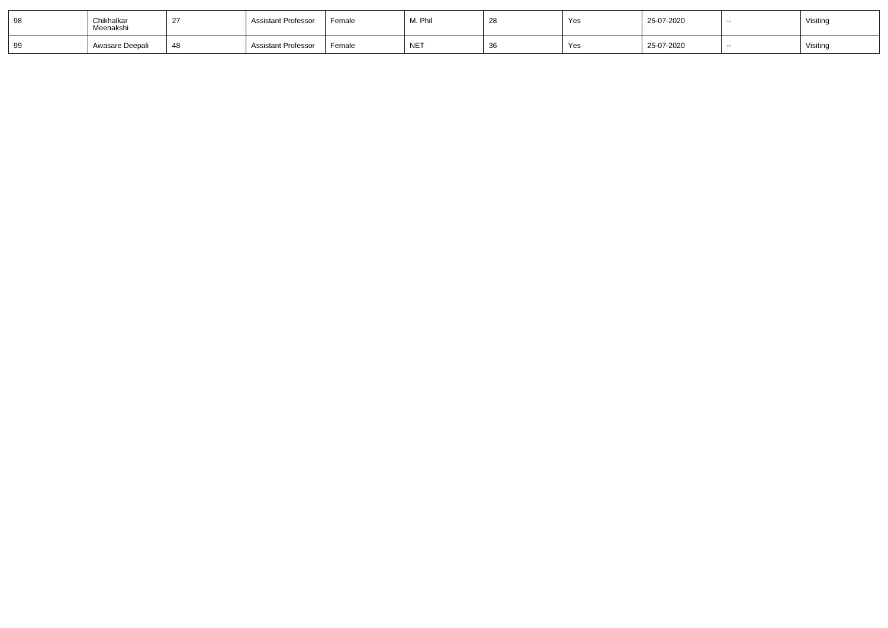| | | | | | | | | | | |
|---|---|---|---|---|---|---|---|---|---|---|
| 98 | Chikhalkar Meenakshi | 27 | Assistant Professor | Female | M. Phil | 28 | Yes | 25-07-2020 | -- | Visiting |
| 99 | Awasare Deepali | 48 | Assistant Professor | Female | NET | 36 | Yes | 25-07-2020 | -- | Visiting |